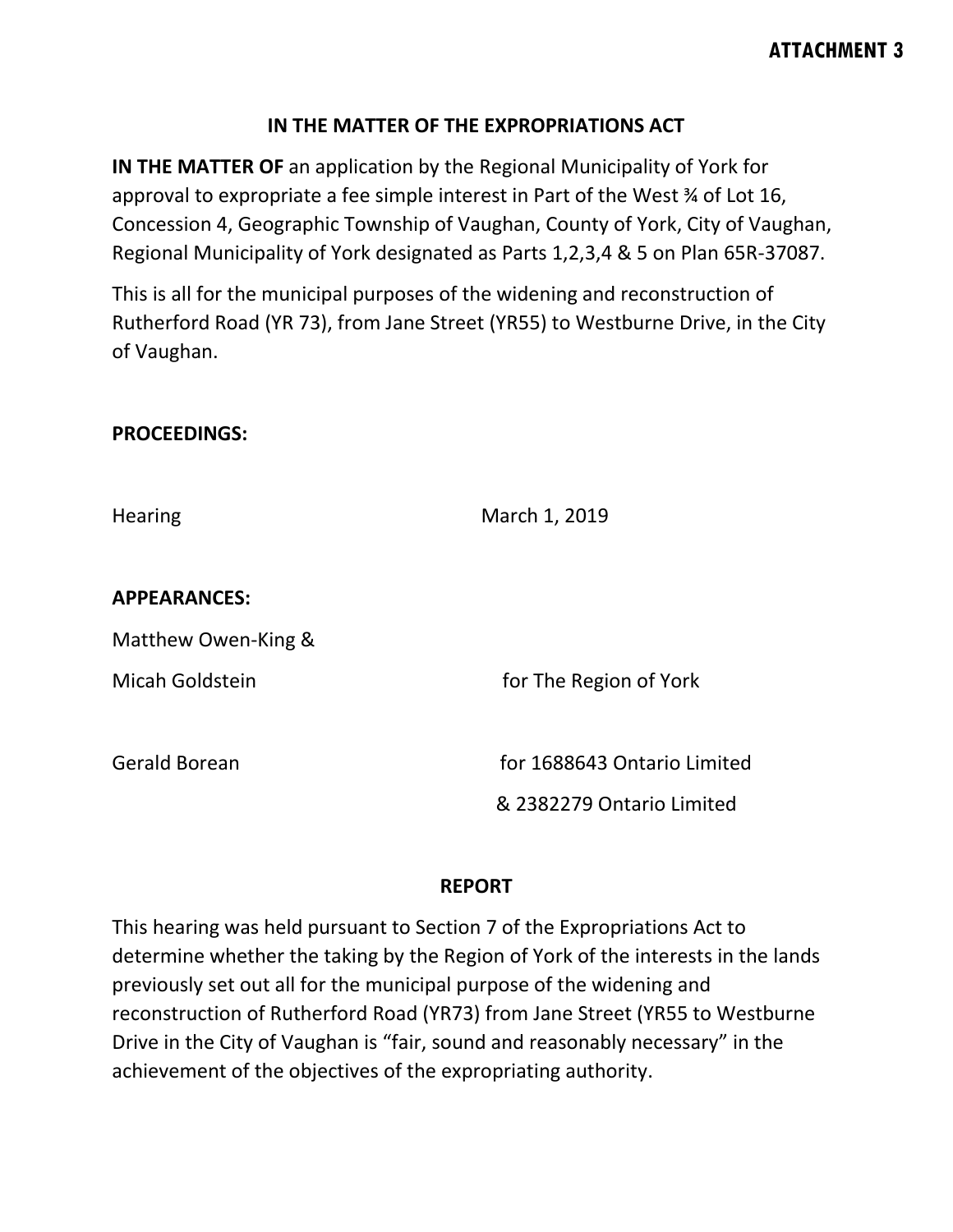**ATTACHMENT 3**

**IN THE MATTER OF THE EXPROPRIATIONS ACT**

**IN THE MATTER OF** an application by the Regional Municipality of York for approval to expropriate a fee simple interest in Part of the West ¾ of Lot 16, Concession 4, Geographic Township of Vaughan, County of York, City of Vaughan, Regional Municipality of York designated as Parts 1,2,3,4 & 5 on Plan 65R-37087.

This is all for the municipal purposes of the widening and reconstruction of Rutherford Road (YR 73), from Jane Street (YR55) to Westburne Drive, in the City of Vaughan.

**PROCEEDINGS:**

Hearing March 1, 2019

**APPEARANCES:**

Matthew Owen-King &
Micah Goldstein for The Region of York

Gerald Borean for 1688643 Ontario Limited
& 2382279 Ontario Limited

**REPORT**

This hearing was held pursuant to Section 7 of the Expropriations Act to determine whether the taking by the Region of York of the interests in the lands previously set out all for the municipal purpose of the widening and reconstruction of Rutherford Road (YR73) from Jane Street (YR55 to Westburne Drive in the City of Vaughan is "fair, sound and reasonably necessary" in the achievement of the objectives of the expropriating authority.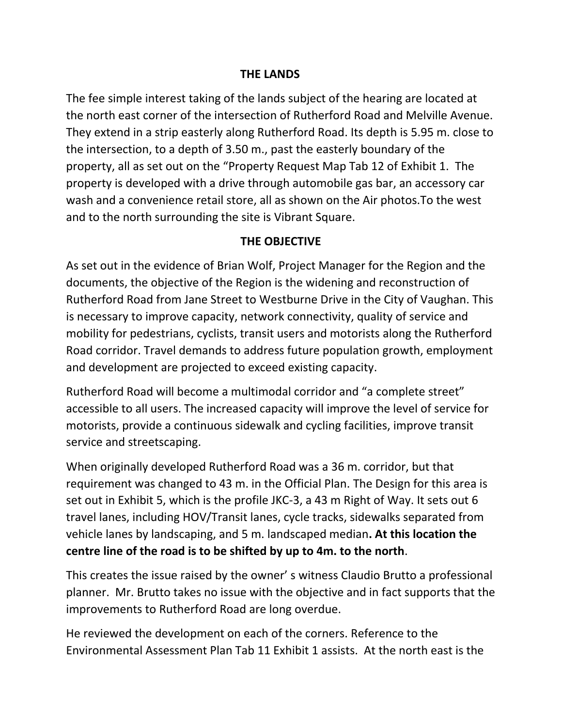## THE LANDS

The fee simple interest taking of the lands subject of the hearing are located at the north east corner of the intersection of Rutherford Road and Melville Avenue. They extend in a strip easterly along Rutherford Road. Its depth is 5.95 m. close to the intersection, to a depth of 3.50 m., past the easterly boundary of the property, all as set out on the "Property Request Map Tab 12 of Exhibit 1. The property is developed with a drive through automobile gas bar, an accessory car wash and a convenience retail store, all as shown on the Air photos.To the west and to the north surrounding the site is Vibrant Square.

## THE OBJECTIVE

As set out in the evidence of Brian Wolf, Project Manager for the Region and the documents, the objective of the Region is the widening and reconstruction of Rutherford Road from Jane Street to Westburne Drive in the City of Vaughan. This is necessary to improve capacity, network connectivity, quality of service and mobility for pedestrians, cyclists, transit users and motorists along the Rutherford Road corridor. Travel demands to address future population growth, employment and development are projected to exceed existing capacity.

Rutherford Road will become a multimodal corridor and "a complete street" accessible to all users. The increased capacity will improve the level of service for motorists, provide a continuous sidewalk and cycling facilities, improve transit service and streetscaping.

When originally developed Rutherford Road was a 36 m. corridor, but that requirement was changed to 43 m. in the Official Plan. The Design for this area is set out in Exhibit 5, which is the profile JKC-3, a 43 m Right of Way. It sets out 6 travel lanes, including HOV/Transit lanes, cycle tracks, sidewalks separated from vehicle lanes by landscaping, and 5 m. landscaped median**. At this location the centre line of the road is to be shifted by up to 4m. to the north**.

This creates the issue raised by the owner' s witness Claudio Brutto a professional planner. Mr. Brutto takes no issue with the objective and in fact supports that the improvements to Rutherford Road are long overdue.

He reviewed the development on each of the corners. Reference to the Environmental Assessment Plan Tab 11 Exhibit 1 assists. At the north east is the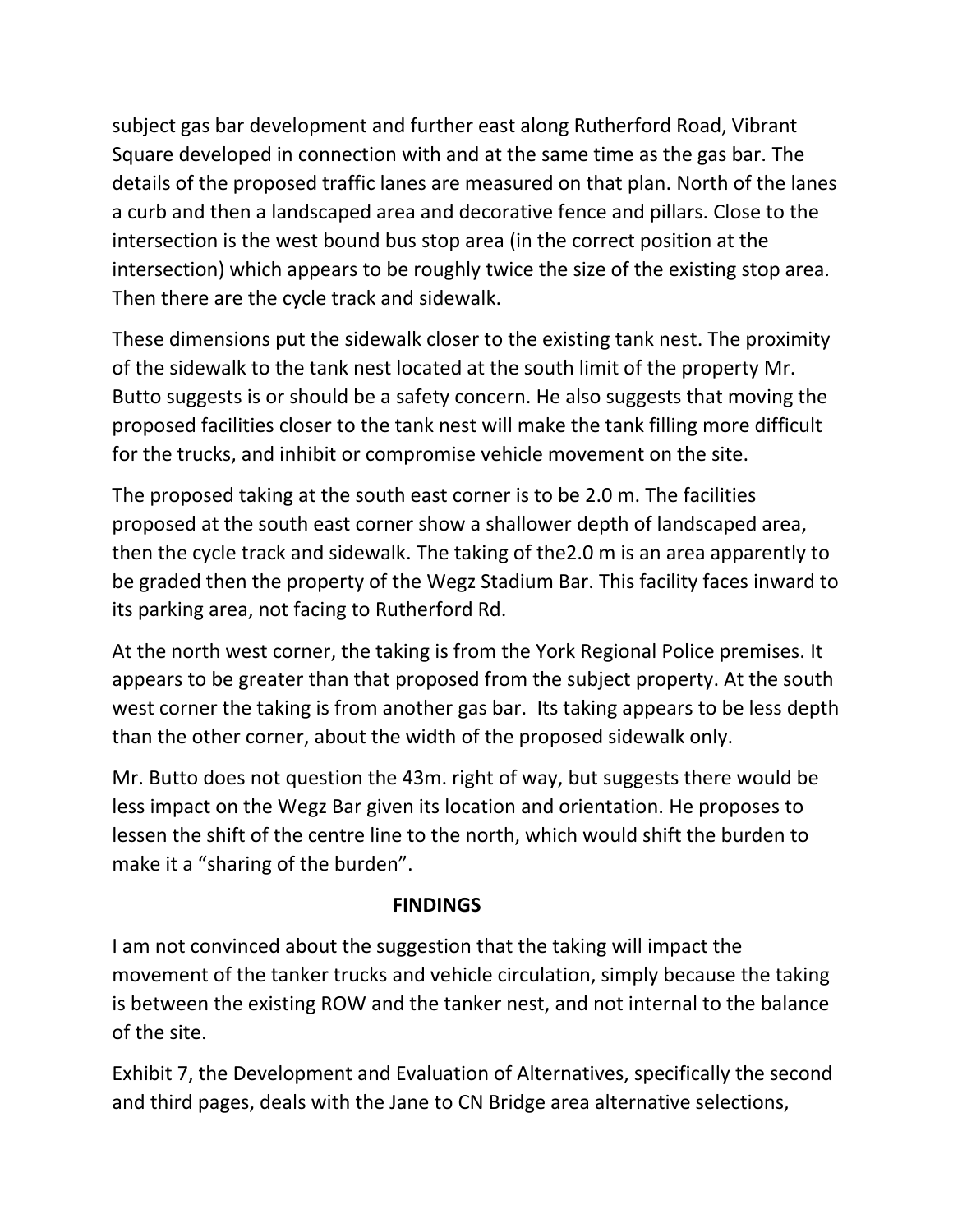subject gas bar development and further east along Rutherford Road, Vibrant Square developed in connection with and at the same time as the gas bar. The details of the proposed traffic lanes are measured on that plan. North of the lanes a curb and then a landscaped area and decorative fence and pillars. Close to the intersection is the west bound bus stop area (in the correct position at the intersection) which appears to be roughly twice the size of the existing stop area. Then there are the cycle track and sidewalk.

These dimensions put the sidewalk closer to the existing tank nest. The proximity of the sidewalk to the tank nest located at the south limit of the property Mr. Butto suggests is or should be a safety concern. He also suggests that moving the proposed facilities closer to the tank nest will make the tank filling more difficult for the trucks, and inhibit or compromise vehicle movement on the site.

The proposed taking at the south east corner is to be 2.0 m. The facilities proposed at the south east corner show a shallower depth of landscaped area, then the cycle track and sidewalk. The taking of the2.0 m is an area apparently to be graded then the property of the Wegz Stadium Bar. This facility faces inward to its parking area, not facing to Rutherford Rd.

At the north west corner, the taking is from the York Regional Police premises. It appears to be greater than that proposed from the subject property. At the south west corner the taking is from another gas bar. Its taking appears to be less depth than the other corner, about the width of the proposed sidewalk only.

Mr. Butto does not question the 43m. right of way, but suggests there would be less impact on the Wegz Bar given its location and orientation. He proposes to lessen the shift of the centre line to the north, which would shift the burden to make it a "sharing of the burden".

## FINDINGS

I am not convinced about the suggestion that the taking will impact the movement of the tanker trucks and vehicle circulation, simply because the taking is between the existing ROW and the tanker nest, and not internal to the balance of the site.

Exhibit 7, the Development and Evaluation of Alternatives, specifically the second and third pages, deals with the Jane to CN Bridge area alternative selections,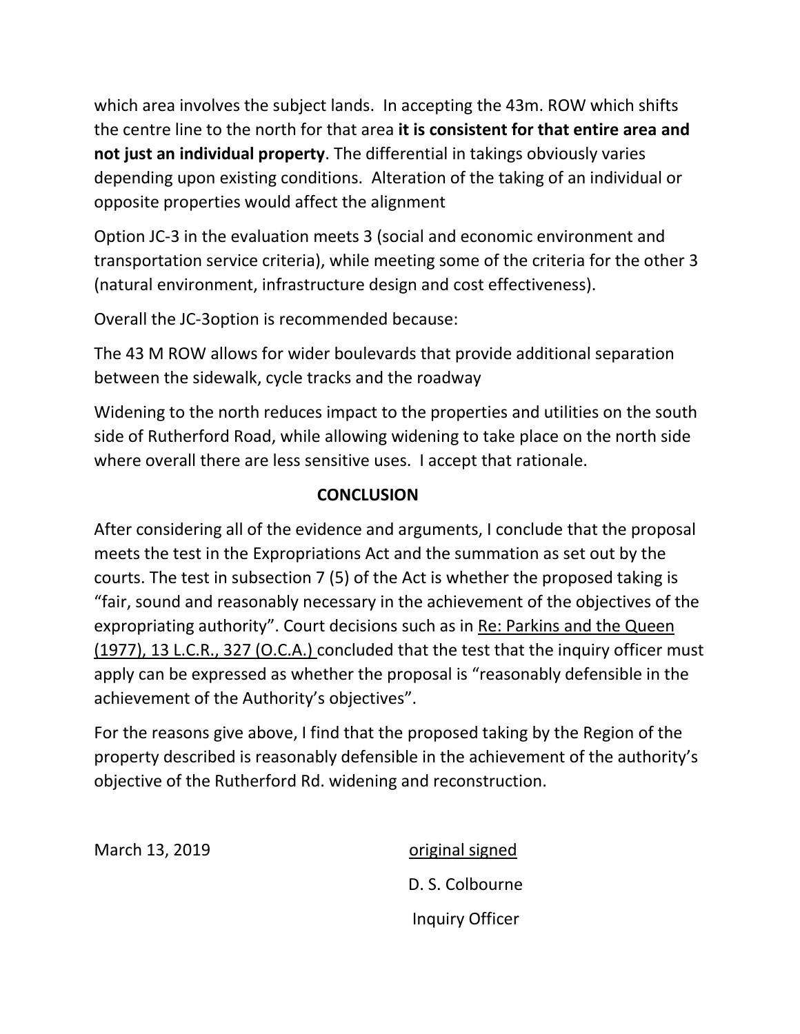which area involves the subject lands. In accepting the 43m. ROW which shifts the centre line to the north for that area **it is consistent for that entire area and not just an individual property**. The differential in takings obviously varies depending upon existing conditions. Alteration of the taking of an individual or opposite properties would affect the alignment

Option JC-3 in the evaluation meets 3 (social and economic environment and transportation service criteria), while meeting some of the criteria for the other 3 (natural environment, infrastructure design and cost effectiveness).

Overall the JC-3option is recommended because:

The 43 M ROW allows for wider boulevards that provide additional separation between the sidewalk, cycle tracks and the roadway

Widening to the north reduces impact to the properties and utilities on the south side of Rutherford Road, while allowing widening to take place on the north side where overall there are less sensitive uses. I accept that rationale.

## CONCLUSION

After considering all of the evidence and arguments, I conclude that the proposal meets the test in the Expropriations Act and the summation as set out by the courts. The test in subsection 7 (5) of the Act is whether the proposed taking is "fair, sound and reasonably necessary in the achievement of the objectives of the expropriating authority". Court decisions such as in Re: Parkins and the Queen (1977), 13 L.C.R., 327 (O.C.A.) concluded that the test that the inquiry officer must apply can be expressed as whether the proposal is "reasonably defensible in the achievement of the Authority's objectives".

For the reasons give above, I find that the proposed taking by the Region of the property described is reasonably defensible in the achievement of the authority's objective of the Rutherford Rd. widening and reconstruction.

March 13, 2019

original signed

D. S. Colbourne

Inquiry Officer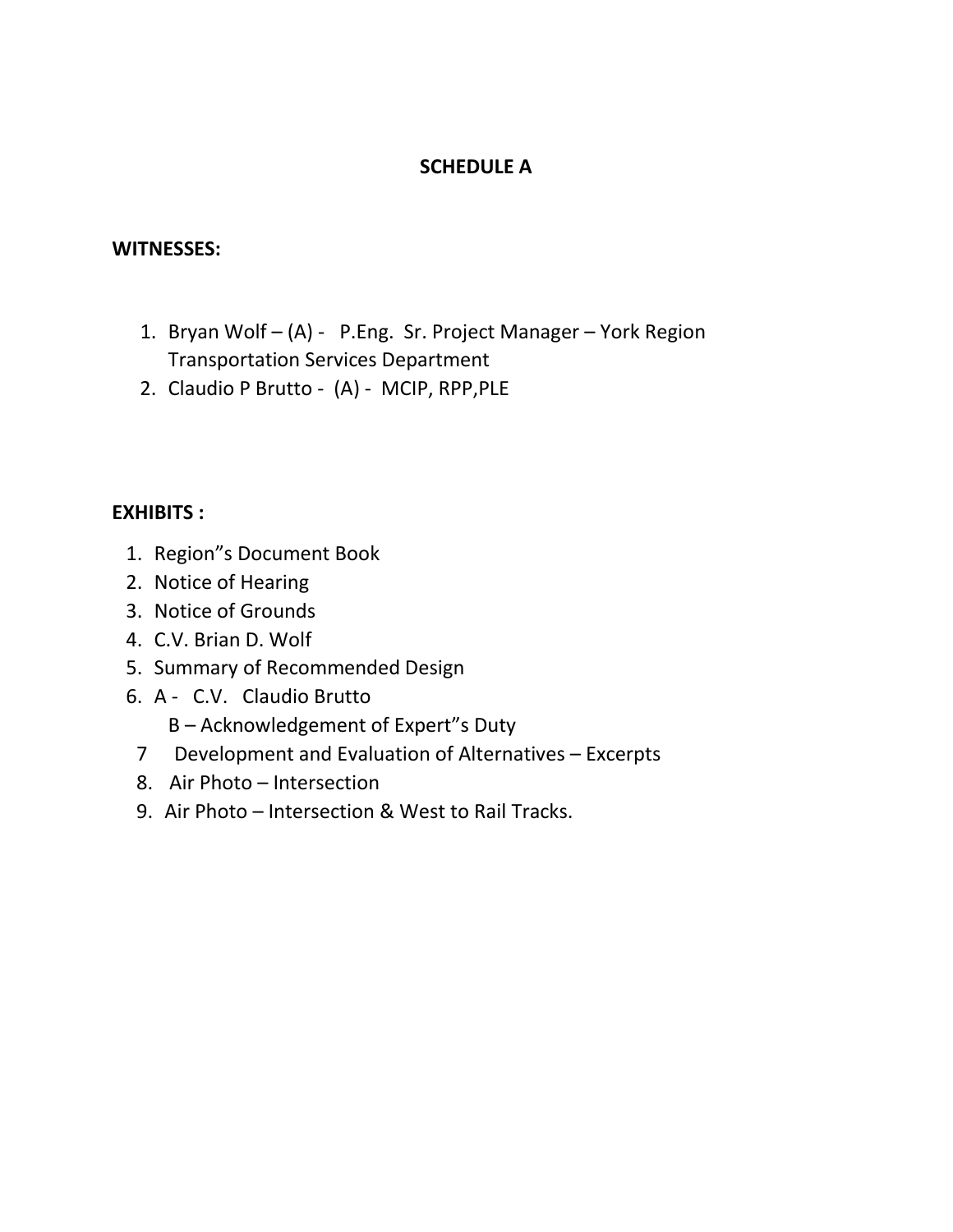# SCHEDULE A

**WITNESSES:**

1. Bryan Wolf – (A) - P.Eng. Sr. Project Manager – York Region Transportation Services Department
2. Claudio P Brutto - (A) - MCIP, RPP,PLE

**EXHIBITS :**

1. Region"s Document Book
2. Notice of Hearing
3. Notice of Grounds
4. C.V. Brian D. Wolf
5. Summary of Recommended Design
6. A - C.V. Claudio Brutto
   B – Acknowledgement of Expert"s Duty
7. Development and Evaluation of Alternatives – Excerpts
8. Air Photo – Intersection
9. Air Photo – Intersection & West to Rail Tracks.